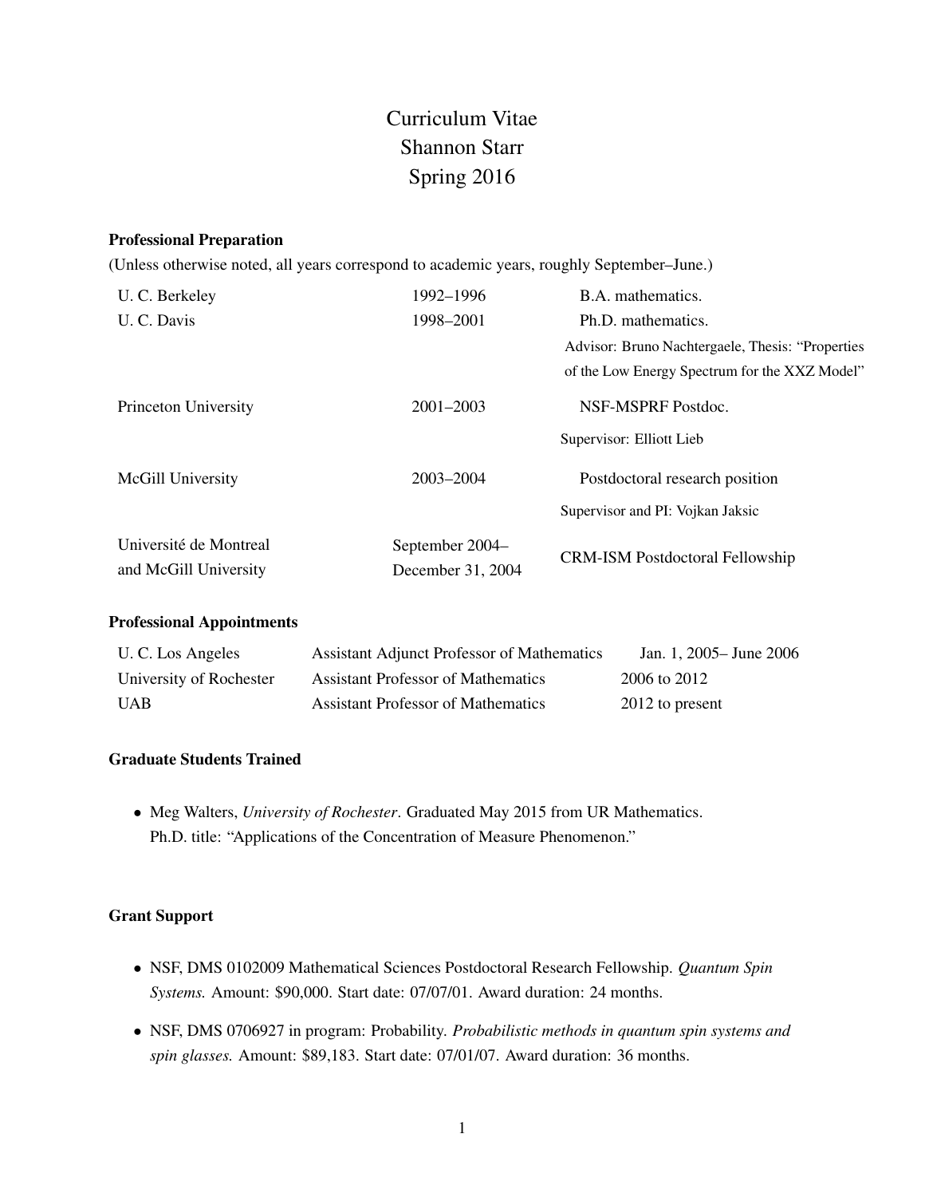# Curriculum Vitae
# Shannon Starr
# Spring 2016

**Professional Preparation**

(Unless otherwise noted, all years correspond to academic years, roughly September–June.)

| | | |
|---|---|---|
| U. C. Berkeley | 1992–1996 | B.A. mathematics. |
| U. C. Davis | 1998–2001 | Ph.D. mathematics. Advisor: Bruno Nachtergaele, Thesis: "Properties of the Low Energy Spectrum for the XXZ Model" |
| Princeton University | 2001–2003 | NSF-MSPRF Postdoc. Supervisor: Elliott Lieb |
| McGill University | 2003–2004 | Postdoctoral research position. Supervisor and PI: Vojkan Jaksic |
| Université de Montreal and McGill University | September 2004– December 31, 2004 | CRM-ISM Postdoctoral Fellowship |

**Professional Appointments**

| | | |
|---|---|---|
| U. C. Los Angeles | Assistant Adjunct Professor of Mathematics | Jan. 1, 2005– June 2006 |
| University of Rochester | Assistant Professor of Mathematics | 2006 to 2012 |
| UAB | Assistant Professor of Mathematics | 2012 to present |

**Graduate Students Trained**

- Meg Walters, *University of Rochester*. Graduated May 2015 from UR Mathematics. Ph.D. title: "Applications of the Concentration of Measure Phenomenon."

**Grant Support**

- NSF, DMS 0102009 Mathematical Sciences Postdoctoral Research Fellowship. *Quantum Spin Systems.* Amount: $90,000. Start date: 07/07/01. Award duration: 24 months.
- NSF, DMS 0706927 in program: Probability. *Probabilistic methods in quantum spin systems and spin glasses.* Amount: $89,183. Start date: 07/01/07. Award duration: 36 months.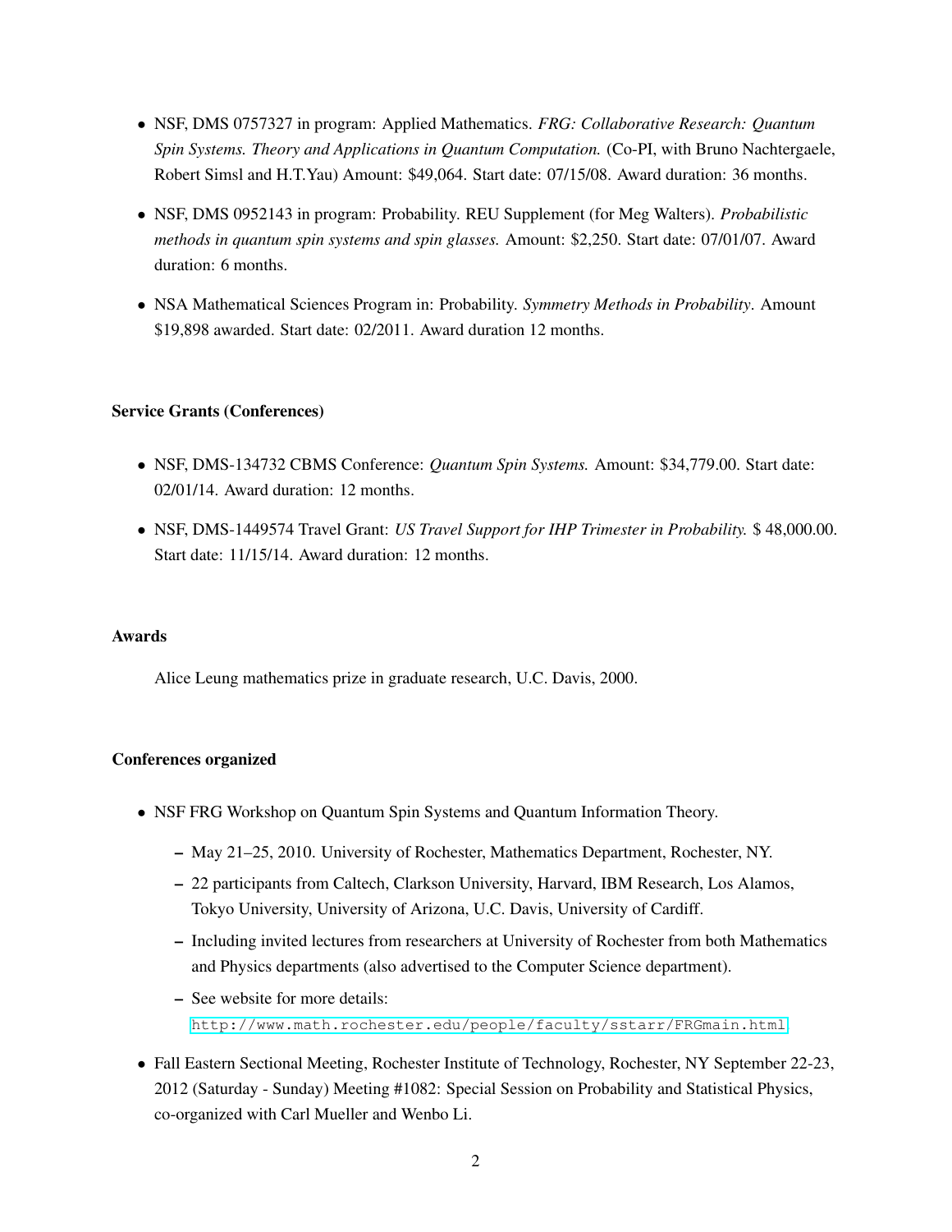- NSF, DMS 0757327 in program: Applied Mathematics. *FRG: Collaborative Research: Quantum Spin Systems. Theory and Applications in Quantum Computation.* (Co-PI, with Bruno Nachtergaele, Robert Simsl and H.T.Yau) Amount: $49,064. Start date: 07/15/08. Award duration: 36 months.
- NSF, DMS 0952143 in program: Probability. REU Supplement (for Meg Walters). *Probabilistic methods in quantum spin systems and spin glasses.* Amount: $2,250. Start date: 07/01/07. Award duration: 6 months.
- NSA Mathematical Sciences Program in: Probability. *Symmetry Methods in Probability*. Amount $19,898 awarded. Start date: 02/2011. Award duration 12 months.

**Service Grants (Conferences)**

- NSF, DMS-134732 CBMS Conference: *Quantum Spin Systems.* Amount: $34,779.00. Start date: 02/01/14. Award duration: 12 months.
- NSF, DMS-1449574 Travel Grant: *US Travel Support for IHP Trimester in Probability.* $ 48,000.00. Start date: 11/15/14. Award duration: 12 months.

**Awards**

Alice Leung mathematics prize in graduate research, U.C. Davis, 2000.

**Conferences organized**

- NSF FRG Workshop on Quantum Spin Systems and Quantum Information Theory.
  - May 21–25, 2010. University of Rochester, Mathematics Department, Rochester, NY.
  - 22 participants from Caltech, Clarkson University, Harvard, IBM Research, Los Alamos, Tokyo University, University of Arizona, U.C. Davis, University of Cardiff.
  - Including invited lectures from researchers at University of Rochester from both Mathematics and Physics departments (also advertised to the Computer Science department).
  - See website for more details: http://www.math.rochester.edu/people/faculty/sstarr/FRGmain.html
- Fall Eastern Sectional Meeting, Rochester Institute of Technology, Rochester, NY September 22-23, 2012 (Saturday - Sunday) Meeting #1082: Special Session on Probability and Statistical Physics, co-organized with Carl Mueller and Wenbo Li.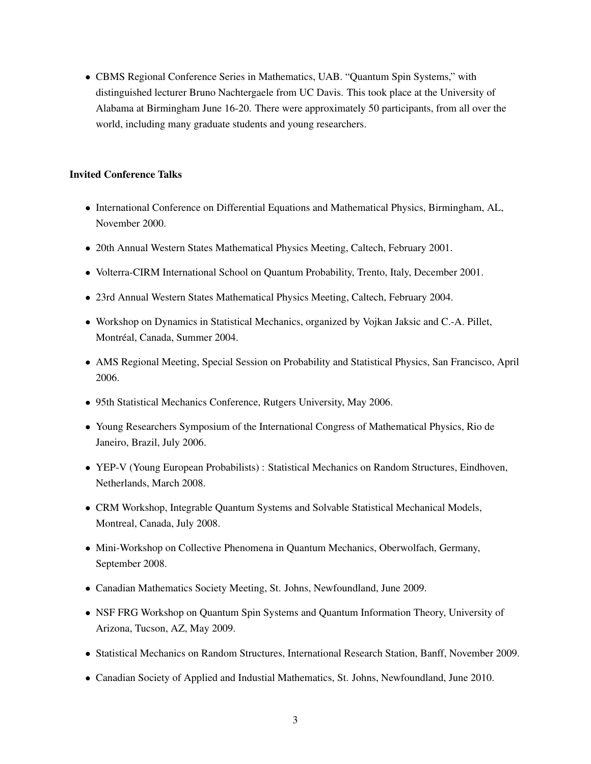- CBMS Regional Conference Series in Mathematics, UAB. "Quantum Spin Systems," with distinguished lecturer Bruno Nachtergaele from UC Davis. This took place at the University of Alabama at Birmingham June 16-20. There were approximately 50 participants, from all over the world, including many graduate students and young researchers.

**Invited Conference Talks**

- International Conference on Differential Equations and Mathematical Physics, Birmingham, AL, November 2000.
- 20th Annual Western States Mathematical Physics Meeting, Caltech, February 2001.
- Volterra-CIRM International School on Quantum Probability, Trento, Italy, December 2001.
- 23rd Annual Western States Mathematical Physics Meeting, Caltech, February 2004.
- Workshop on Dynamics in Statistical Mechanics, organized by Vojkan Jaksic and C.-A. Pillet, Montréal, Canada, Summer 2004.
- AMS Regional Meeting, Special Session on Probability and Statistical Physics, San Francisco, April 2006.
- 95th Statistical Mechanics Conference, Rutgers University, May 2006.
- Young Researchers Symposium of the International Congress of Mathematical Physics, Rio de Janeiro, Brazil, July 2006.
- YEP-V (Young European Probabilists) : Statistical Mechanics on Random Structures, Eindhoven, Netherlands, March 2008.
- CRM Workshop, Integrable Quantum Systems and Solvable Statistical Mechanical Models, Montreal, Canada, July 2008.
- Mini-Workshop on Collective Phenomena in Quantum Mechanics, Oberwolfach, Germany, September 2008.
- Canadian Mathematics Society Meeting, St. Johns, Newfoundland, June 2009.
- NSF FRG Workshop on Quantum Spin Systems and Quantum Information Theory, University of Arizona, Tucson, AZ, May 2009.
- Statistical Mechanics on Random Structures, International Research Station, Banff, November 2009.
- Canadian Society of Applied and Industial Mathematics, St. Johns, Newfoundland, June 2010.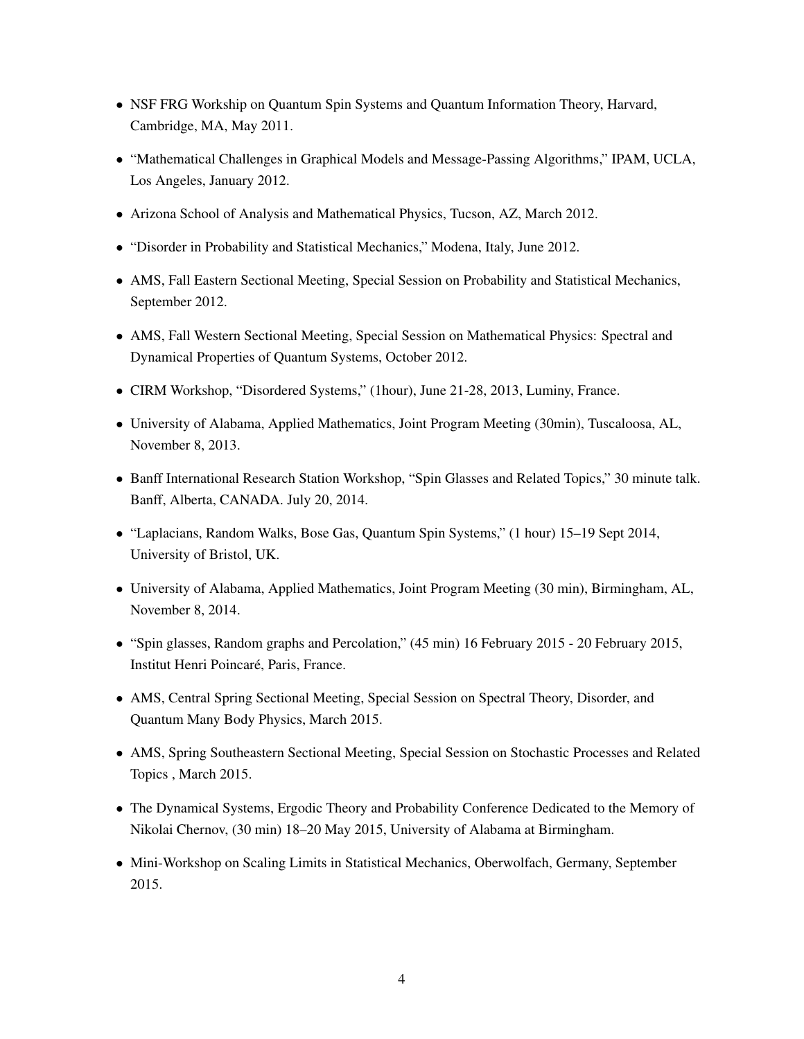- NSF FRG Workship on Quantum Spin Systems and Quantum Information Theory, Harvard, Cambridge, MA, May 2011.
- "Mathematical Challenges in Graphical Models and Message-Passing Algorithms," IPAM, UCLA, Los Angeles, January 2012.
- Arizona School of Analysis and Mathematical Physics, Tucson, AZ, March 2012.
- "Disorder in Probability and Statistical Mechanics," Modena, Italy, June 2012.
- AMS, Fall Eastern Sectional Meeting, Special Session on Probability and Statistical Mechanics, September 2012.
- AMS, Fall Western Sectional Meeting, Special Session on Mathematical Physics: Spectral and Dynamical Properties of Quantum Systems, October 2012.
- CIRM Workshop, "Disordered Systems," (1hour), June 21-28, 2013, Luminy, France.
- University of Alabama, Applied Mathematics, Joint Program Meeting (30min), Tuscaloosa, AL, November 8, 2013.
- Banff International Research Station Workshop, "Spin Glasses and Related Topics," 30 minute talk. Banff, Alberta, CANADA. July 20, 2014.
- "Laplacians, Random Walks, Bose Gas, Quantum Spin Systems," (1 hour) 15–19 Sept 2014, University of Bristol, UK.
- University of Alabama, Applied Mathematics, Joint Program Meeting (30 min), Birmingham, AL, November 8, 2014.
- "Spin glasses, Random graphs and Percolation," (45 min) 16 February 2015 - 20 February 2015, Institut Henri Poincaré, Paris, France.
- AMS, Central Spring Sectional Meeting, Special Session on Spectral Theory, Disorder, and Quantum Many Body Physics, March 2015.
- AMS, Spring Southeastern Sectional Meeting, Special Session on Stochastic Processes and Related Topics , March 2015.
- The Dynamical Systems, Ergodic Theory and Probability Conference Dedicated to the Memory of Nikolai Chernov, (30 min) 18–20 May 2015, University of Alabama at Birmingham.
- Mini-Workshop on Scaling Limits in Statistical Mechanics, Oberwolfach, Germany, September 2015.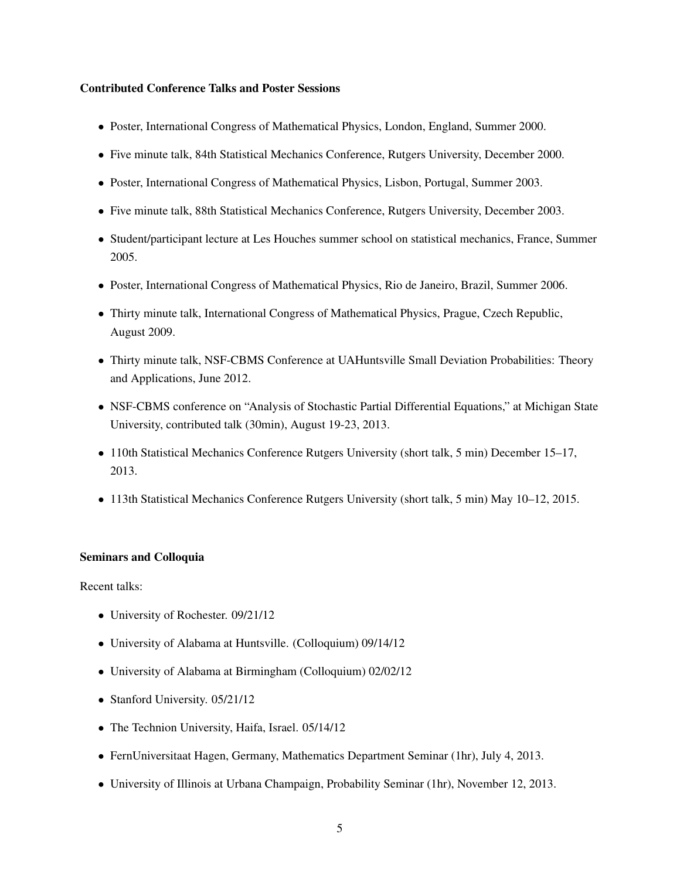**Contributed Conference Talks and Poster Sessions**

- Poster, International Congress of Mathematical Physics, London, England, Summer 2000.
- Five minute talk, 84th Statistical Mechanics Conference, Rutgers University, December 2000.
- Poster, International Congress of Mathematical Physics, Lisbon, Portugal, Summer 2003.
- Five minute talk, 88th Statistical Mechanics Conference, Rutgers University, December 2003.
- Student/participant lecture at Les Houches summer school on statistical mechanics, France, Summer 2005.
- Poster, International Congress of Mathematical Physics, Rio de Janeiro, Brazil, Summer 2006.
- Thirty minute talk, International Congress of Mathematical Physics, Prague, Czech Republic, August 2009.
- Thirty minute talk, NSF-CBMS Conference at UAHuntsville Small Deviation Probabilities: Theory and Applications, June 2012.
- NSF-CBMS conference on "Analysis of Stochastic Partial Differential Equations," at Michigan State University, contributed talk (30min), August 19-23, 2013.
- 110th Statistical Mechanics Conference Rutgers University (short talk, 5 min) December 15–17, 2013.
- 113th Statistical Mechanics Conference Rutgers University (short talk, 5 min) May 10–12, 2015.

**Seminars and Colloquia**

Recent talks:

- University of Rochester. 09/21/12
- University of Alabama at Huntsville. (Colloquium) 09/14/12
- University of Alabama at Birmingham (Colloquium) 02/02/12
- Stanford University. 05/21/12
- The Technion University, Haifa, Israel. 05/14/12
- FernUniversitaat Hagen, Germany, Mathematics Department Seminar (1hr), July 4, 2013.
- University of Illinois at Urbana Champaign, Probability Seminar (1hr), November 12, 2013.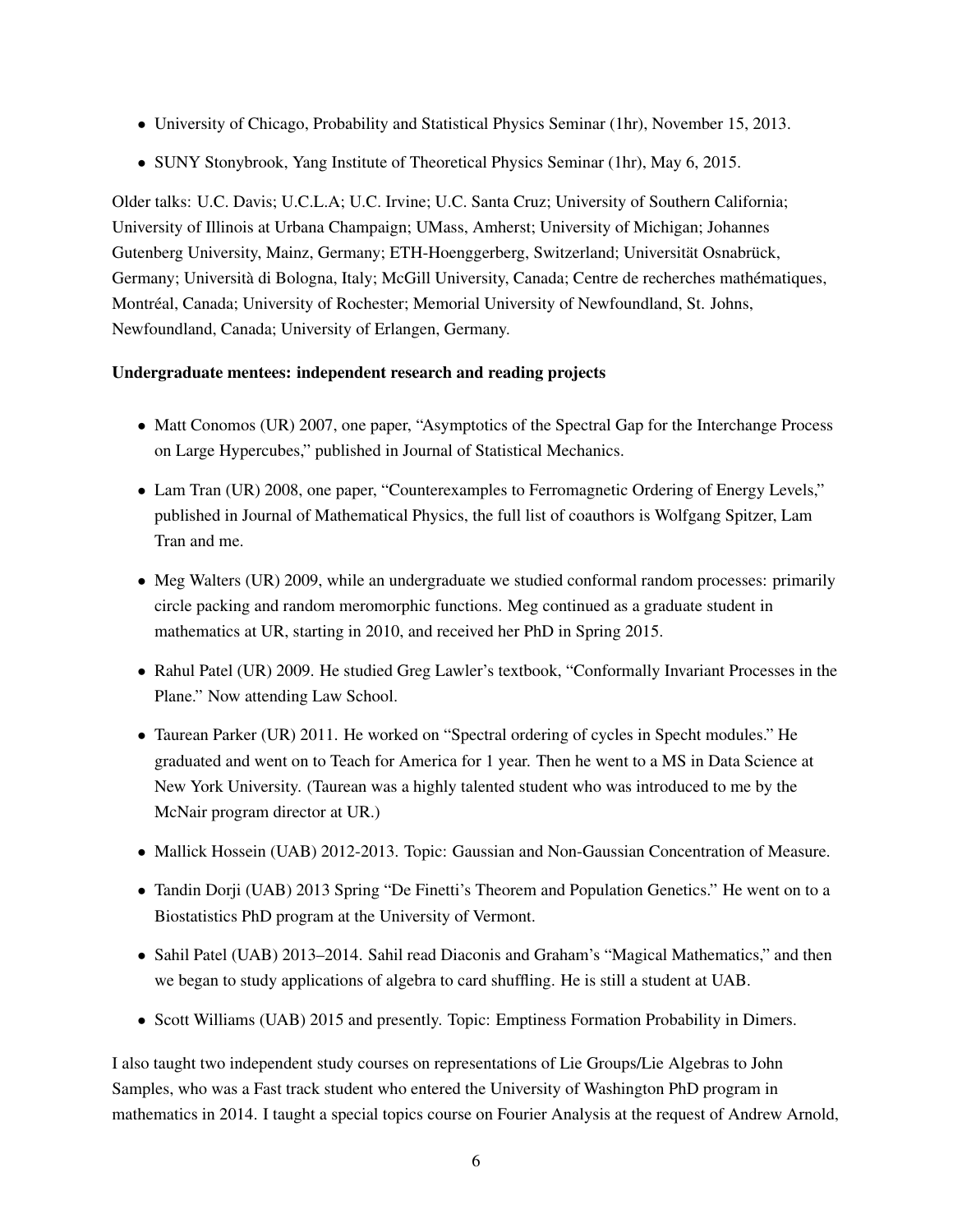- University of Chicago, Probability and Statistical Physics Seminar (1hr), November 15, 2013.
- SUNY Stonybrook, Yang Institute of Theoretical Physics Seminar (1hr), May 6, 2015.

Older talks: U.C. Davis; U.C.L.A; U.C. Irvine; U.C. Santa Cruz; University of Southern California; University of Illinois at Urbana Champaign; UMass, Amherst; University of Michigan; Johannes Gutenberg University, Mainz, Germany; ETH-Hoenggerberg, Switzerland; Universität Osnabrück, Germany; Università di Bologna, Italy; McGill University, Canada; Centre de recherches mathématiques, Montréal, Canada; University of Rochester; Memorial University of Newfoundland, St. Johns, Newfoundland, Canada; University of Erlangen, Germany.

**Undergraduate mentees: independent research and reading projects**

- Matt Conomos (UR) 2007, one paper, "Asymptotics of the Spectral Gap for the Interchange Process on Large Hypercubes," published in Journal of Statistical Mechanics.
- Lam Tran (UR) 2008, one paper, "Counterexamples to Ferromagnetic Ordering of Energy Levels," published in Journal of Mathematical Physics, the full list of coauthors is Wolfgang Spitzer, Lam Tran and me.
- Meg Walters (UR) 2009, while an undergraduate we studied conformal random processes: primarily circle packing and random meromorphic functions. Meg continued as a graduate student in mathematics at UR, starting in 2010, and received her PhD in Spring 2015.
- Rahul Patel (UR) 2009. He studied Greg Lawler's textbook, "Conformally Invariant Processes in the Plane." Now attending Law School.
- Taurean Parker (UR) 2011. He worked on "Spectral ordering of cycles in Specht modules." He graduated and went on to Teach for America for 1 year. Then he went to a MS in Data Science at New York University. (Taurean was a highly talented student who was introduced to me by the McNair program director at UR.)
- Mallick Hossein (UAB) 2012-2013. Topic: Gaussian and Non-Gaussian Concentration of Measure.
- Tandin Dorji (UAB) 2013 Spring "De Finetti's Theorem and Population Genetics." He went on to a Biostatistics PhD program at the University of Vermont.
- Sahil Patel (UAB) 2013–2014. Sahil read Diaconis and Graham's "Magical Mathematics," and then we began to study applications of algebra to card shuffling. He is still a student at UAB.
- Scott Williams (UAB) 2015 and presently. Topic: Emptiness Formation Probability in Dimers.

I also taught two independent study courses on representations of Lie Groups/Lie Algebras to John Samples, who was a Fast track student who entered the University of Washington PhD program in mathematics in 2014. I taught a special topics course on Fourier Analysis at the request of Andrew Arnold,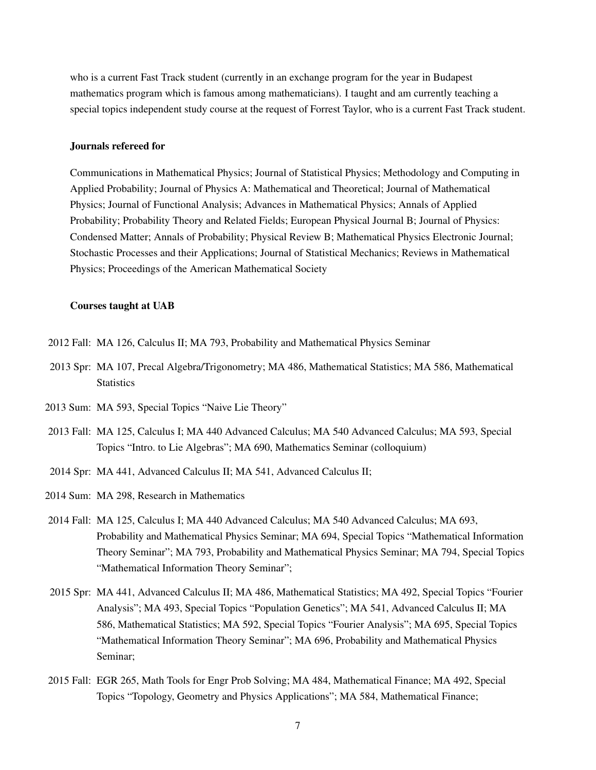who is a current Fast Track student (currently in an exchange program for the year in Budapest mathematics program which is famous among mathematicians). I taught and am currently teaching a special topics independent study course at the request of Forrest Taylor, who is a current Fast Track student.

### Journals refereed for

Communications in Mathematical Physics; Journal of Statistical Physics; Methodology and Computing in Applied Probability; Journal of Physics A: Mathematical and Theoretical; Journal of Mathematical Physics; Journal of Functional Analysis; Advances in Mathematical Physics; Annals of Applied Probability; Probability Theory and Related Fields; European Physical Journal B; Journal of Physics: Condensed Matter; Annals of Probability; Physical Review B; Mathematical Physics Electronic Journal; Stochastic Processes and their Applications; Journal of Statistical Mechanics; Reviews in Mathematical Physics; Proceedings of the American Mathematical Society

### Courses taught at UAB

- 2012 Fall: MA 126, Calculus II; MA 793, Probability and Mathematical Physics Seminar
- 2013 Spr: MA 107, Precal Algebra/Trigonometry; MA 486, Mathematical Statistics; MA 586, Mathematical Statistics
- 2013 Sum: MA 593, Special Topics "Naive Lie Theory"
- 2013 Fall: MA 125, Calculus I; MA 440 Advanced Calculus; MA 540 Advanced Calculus; MA 593, Special Topics "Intro. to Lie Algebras"; MA 690, Mathematics Seminar (colloquium)
- 2014 Spr: MA 441, Advanced Calculus II; MA 541, Advanced Calculus II;
- 2014 Sum: MA 298, Research in Mathematics
- 2014 Fall: MA 125, Calculus I; MA 440 Advanced Calculus; MA 540 Advanced Calculus; MA 693, Probability and Mathematical Physics Seminar; MA 694, Special Topics "Mathematical Information Theory Seminar"; MA 793, Probability and Mathematical Physics Seminar; MA 794, Special Topics "Mathematical Information Theory Seminar";
- 2015 Spr: MA 441, Advanced Calculus II; MA 486, Mathematical Statistics; MA 492, Special Topics "Fourier Analysis"; MA 493, Special Topics "Population Genetics"; MA 541, Advanced Calculus II; MA 586, Mathematical Statistics; MA 592, Special Topics "Fourier Analysis"; MA 695, Special Topics "Mathematical Information Theory Seminar"; MA 696, Probability and Mathematical Physics Seminar;
- 2015 Fall: EGR 265, Math Tools for Engr Prob Solving; MA 484, Mathematical Finance; MA 492, Special Topics "Topology, Geometry and Physics Applications"; MA 584, Mathematical Finance;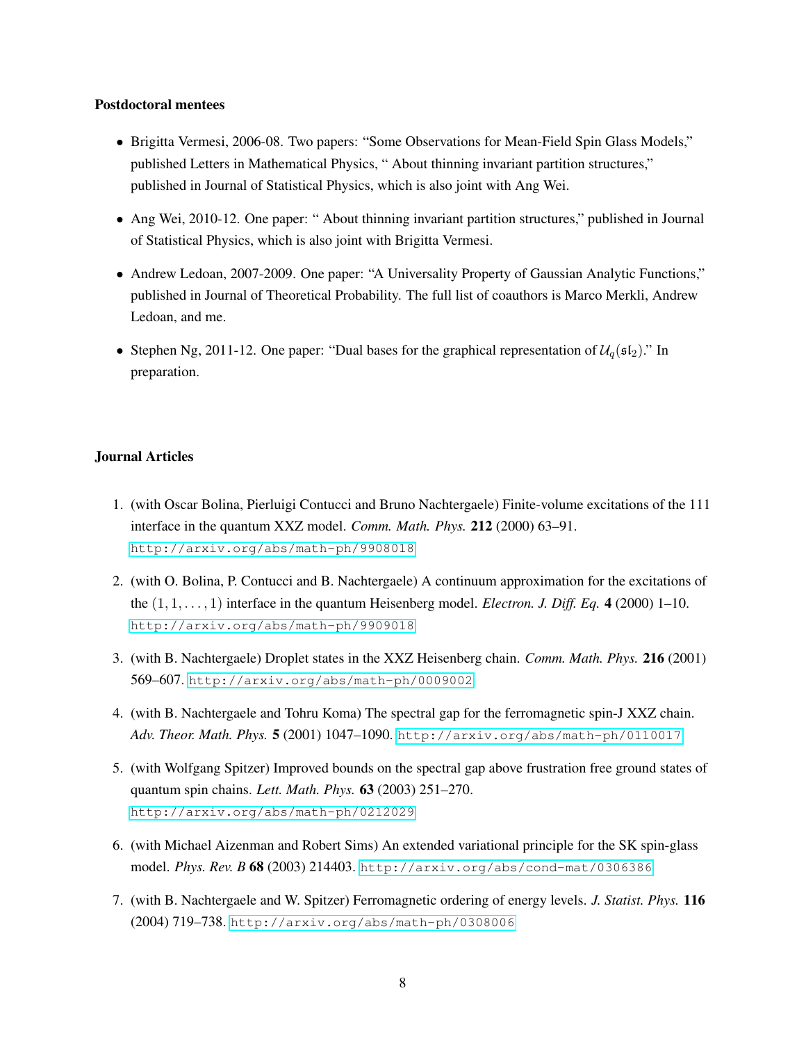**Postdoctoral mentees**

- Brigitta Vermesi, 2006-08. Two papers: "Some Observations for Mean-Field Spin Glass Models," published Letters in Mathematical Physics, " About thinning invariant partition structures," published in Journal of Statistical Physics, which is also joint with Ang Wei.
- Ang Wei, 2010-12. One paper: " About thinning invariant partition structures," published in Journal of Statistical Physics, which is also joint with Brigitta Vermesi.
- Andrew Ledoan, 2007-2009. One paper: "A Universality Property of Gaussian Analytic Functions," published in Journal of Theoretical Probability. The full list of coauthors is Marco Merkli, Andrew Ledoan, and me.
- Stephen Ng, 2011-12. One paper: "Dual bases for the graphical representation of $\mathcal{U}_q(\mathfrak{sl}_2)$." In preparation.

**Journal Articles**

1. (with Oscar Bolina, Pierluigi Contucci and Bruno Nachtergaele) Finite-volume excitations of the 111 interface in the quantum XXZ model. *Comm. Math. Phys.* **212** (2000) 63–91. http://arxiv.org/abs/math-ph/9908018
2. (with O. Bolina, P. Contucci and B. Nachtergaele) A continuum approximation for the excitations of the $(1, 1, \ldots, 1)$ interface in the quantum Heisenberg model. *Electron. J. Diff. Eq.* **4** (2000) 1–10. http://arxiv.org/abs/math-ph/9909018
3. (with B. Nachtergaele) Droplet states in the XXZ Heisenberg chain. *Comm. Math. Phys.* **216** (2001) 569–607. http://arxiv.org/abs/math-ph/0009002
4. (with B. Nachtergaele and Tohru Koma) The spectral gap for the ferromagnetic spin-J XXZ chain. *Adv. Theor. Math. Phys.* **5** (2001) 1047–1090. http://arxiv.org/abs/math-ph/0110017
5. (with Wolfgang Spitzer) Improved bounds on the spectral gap above frustration free ground states of quantum spin chains. *Lett. Math. Phys.* **63** (2003) 251–270. http://arxiv.org/abs/math-ph/0212029
6. (with Michael Aizenman and Robert Sims) An extended variational principle for the SK spin-glass model. *Phys. Rev. B* **68** (2003) 214403. http://arxiv.org/abs/cond-mat/0306386
7. (with B. Nachtergaele and W. Spitzer) Ferromagnetic ordering of energy levels. *J. Statist. Phys.* **116** (2004) 719–738. http://arxiv.org/abs/math-ph/0308006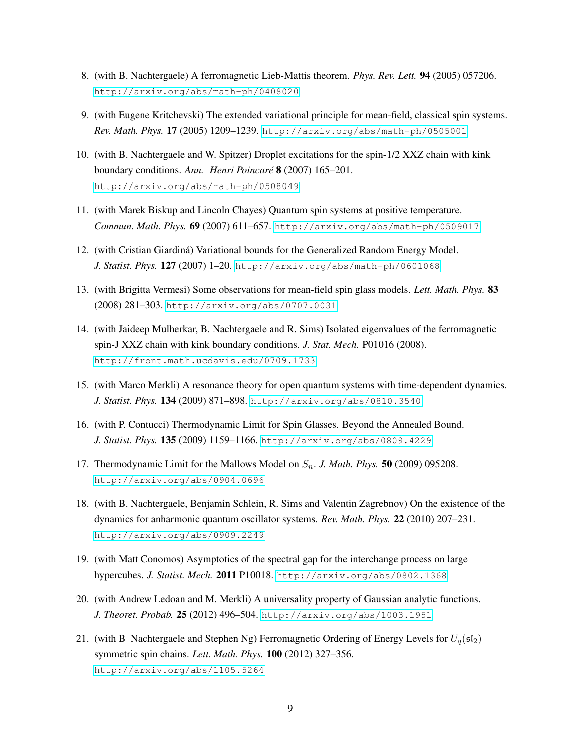8. (with B. Nachtergaele) A ferromagnetic Lieb-Mattis theorem. *Phys. Rev. Lett.* **94** (2005) 057206. http://arxiv.org/abs/math-ph/0408020

9. (with Eugene Kritchevski) The extended variational principle for mean-field, classical spin systems. *Rev. Math. Phys.* **17** (2005) 1209–1239. http://arxiv.org/abs/math-ph/0505001

10. (with B. Nachtergaele and W. Spitzer) Droplet excitations for the spin-1/2 XXZ chain with kink boundary conditions. *Ann. Henri Poincaré* **8** (2007) 165–201. http://arxiv.org/abs/math-ph/0508049

11. (with Marek Biskup and Lincoln Chayes) Quantum spin systems at positive temperature. *Commun. Math. Phys.* **69** (2007) 611–657. http://arxiv.org/abs/math-ph/0509017

12. (with Cristian Giardiná) Variational bounds for the Generalized Random Energy Model. *J. Statist. Phys.* **127** (2007) 1–20. http://arxiv.org/abs/math-ph/0601068

13. (with Brigitta Vermesi) Some observations for mean-field spin glass models. *Lett. Math. Phys.* **83** (2008) 281–303. http://arxiv.org/abs/0707.0031

14. (with Jaideep Mulherkar, B. Nachtergaele and R. Sims) Isolated eigenvalues of the ferromagnetic spin-J XXZ chain with kink boundary conditions. *J. Stat. Mech.* P01016 (2008). http://front.math.ucdavis.edu/0709.1733

15. (with Marco Merkli) A resonance theory for open quantum systems with time-dependent dynamics. *J. Statist. Phys.* **134** (2009) 871–898. http://arxiv.org/abs/0810.3540

16. (with P. Contucci) Thermodynamic Limit for Spin Glasses. Beyond the Annealed Bound. *J. Statist. Phys.* **135** (2009) 1159–1166. http://arxiv.org/abs/0809.4229

17. Thermodynamic Limit for the Mallows Model on $S_n$. *J. Math. Phys.* **50** (2009) 095208. http://arxiv.org/abs/0904.0696

18. (with B. Nachtergaele, Benjamin Schlein, R. Sims and Valentin Zagrebnov) On the existence of the dynamics for anharmonic quantum oscillator systems. *Rev. Math. Phys.* **22** (2010) 207–231. http://arxiv.org/abs/0909.2249

19. (with Matt Conomos) Asymptotics of the spectral gap for the interchange process on large hypercubes. *J. Statist. Mech.* **2011** P10018. http://arxiv.org/abs/0802.1368

20. (with Andrew Ledoan and M. Merkli) A universality property of Gaussian analytic functions. *J. Theoret. Probab.* **25** (2012) 496–504. http://arxiv.org/abs/1003.1951

21. (with B Nachtergaele and Stephen Ng) Ferromagnetic Ordering of Energy Levels for $U_q(\mathfrak{sl}_2)$ symmetric spin chains. *Lett. Math. Phys.* **100** (2012) 327–356. http://arxiv.org/abs/1105.5264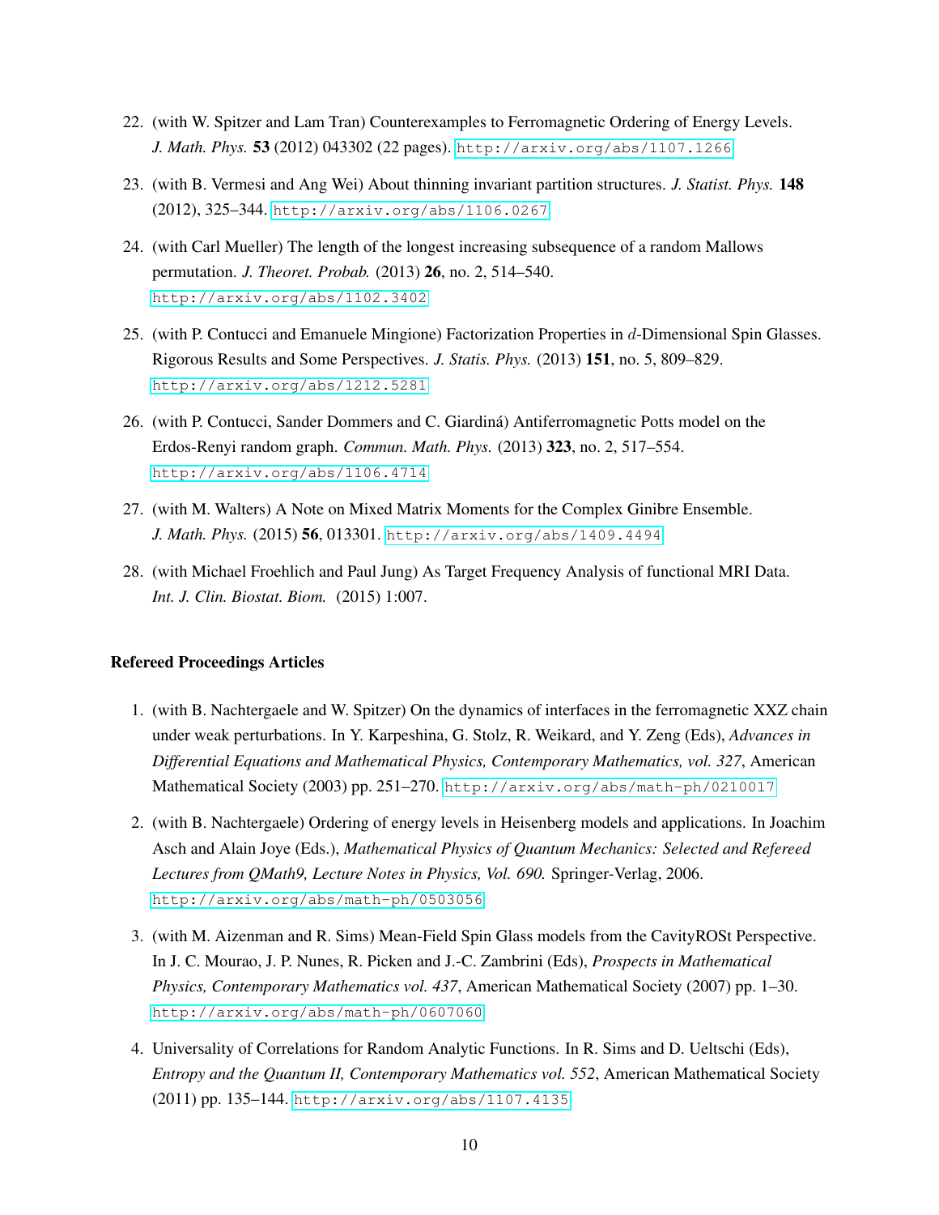22. (with W. Spitzer and Lam Tran) Counterexamples to Ferromagnetic Ordering of Energy Levels. *J. Math. Phys.* **53** (2012) 043302 (22 pages). http://arxiv.org/abs/1107.1266

23. (with B. Vermesi and Ang Wei) About thinning invariant partition structures. *J. Statist. Phys.* **148** (2012), 325–344. http://arxiv.org/abs/1106.0267

24. (with Carl Mueller) The length of the longest increasing subsequence of a random Mallows permutation. *J. Theoret. Probab.* (2013) **26**, no. 2, 514–540. http://arxiv.org/abs/1102.3402

25. (with P. Contucci and Emanuele Mingione) Factorization Properties in $d$-Dimensional Spin Glasses. Rigorous Results and Some Perspectives. *J. Statis. Phys.* (2013) **151**, no. 5, 809–829. http://arxiv.org/abs/1212.5281

26. (with P. Contucci, Sander Dommers and C. Giardiná) Antiferromagnetic Potts model on the Erdos-Renyi random graph. *Commun. Math. Phys.* (2013) **323**, no. 2, 517–554. http://arxiv.org/abs/1106.4714

27. (with M. Walters) A Note on Mixed Matrix Moments for the Complex Ginibre Ensemble. *J. Math. Phys.* (2015) **56**, 013301. http://arxiv.org/abs/1409.4494

28. (with Michael Froehlich and Paul Jung) As Target Frequency Analysis of functional MRI Data. *Int. J. Clin. Biostat. Biom.* (2015) 1:007.

**Refereed Proceedings Articles**

1. (with B. Nachtergaele and W. Spitzer) On the dynamics of interfaces in the ferromagnetic XXZ chain under weak perturbations. In Y. Karpeshina, G. Stolz, R. Weikard, and Y. Zeng (Eds), *Advances in Differential Equations and Mathematical Physics, Contemporary Mathematics, vol. 327*, American Mathematical Society (2003) pp. 251–270. http://arxiv.org/abs/math-ph/0210017

2. (with B. Nachtergaele) Ordering of energy levels in Heisenberg models and applications. In Joachim Asch and Alain Joye (Eds.), *Mathematical Physics of Quantum Mechanics: Selected and Refereed Lectures from QMath9, Lecture Notes in Physics, Vol. 690.* Springer-Verlag, 2006. http://arxiv.org/abs/math-ph/0503056

3. (with M. Aizenman and R. Sims) Mean-Field Spin Glass models from the CavityROSt Perspective. In J. C. Mourao, J. P. Nunes, R. Picken and J.-C. Zambrini (Eds), *Prospects in Mathematical Physics, Contemporary Mathematics vol. 437*, American Mathematical Society (2007) pp. 1–30. http://arxiv.org/abs/math-ph/0607060

4. Universality of Correlations for Random Analytic Functions. In R. Sims and D. Ueltschi (Eds), *Entropy and the Quantum II, Contemporary Mathematics vol. 552*, American Mathematical Society (2011) pp. 135–144. http://arxiv.org/abs/1107.4135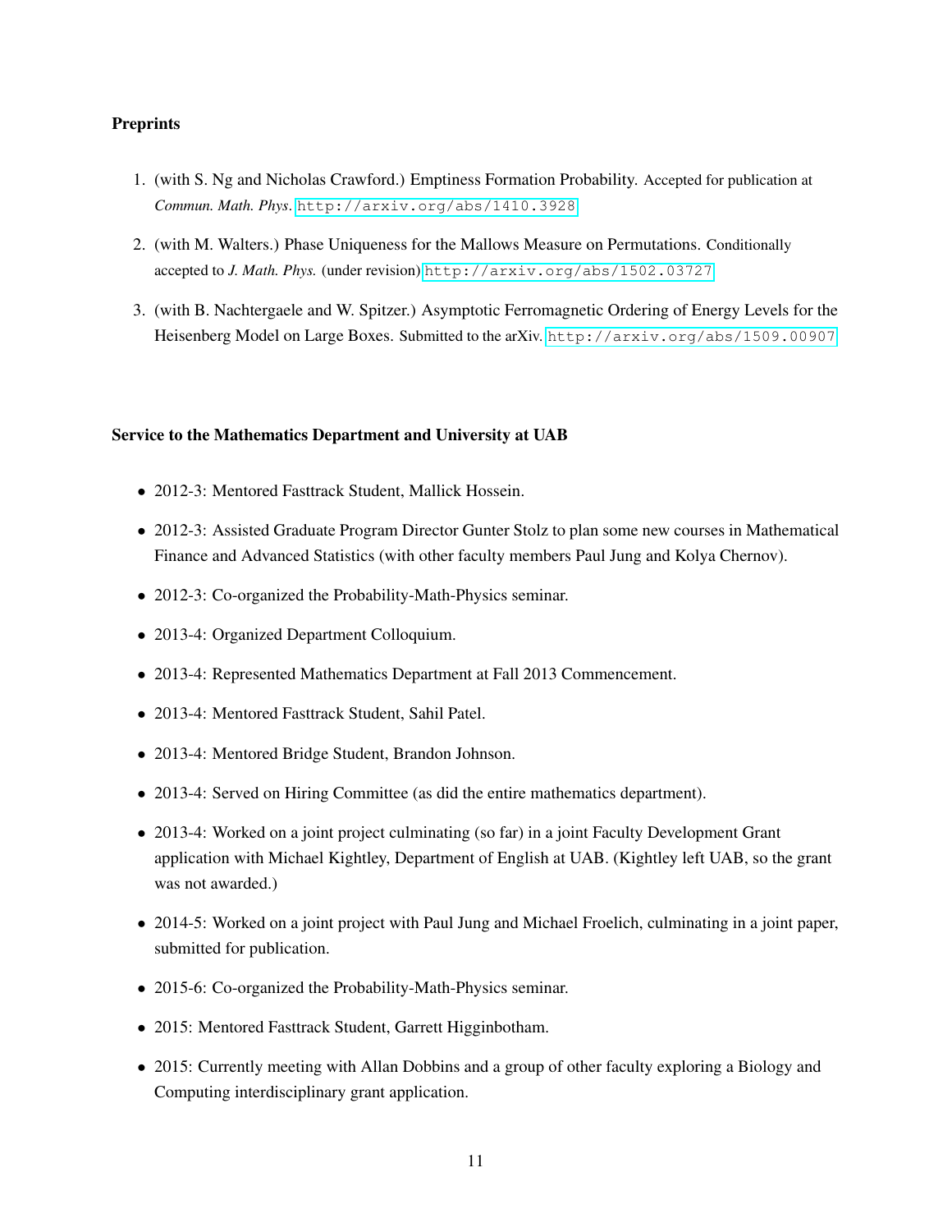### Preprints

1. (with S. Ng and Nicholas Crawford.) Emptiness Formation Probability. Accepted for publication at *Commun. Math. Phys.* http://arxiv.org/abs/1410.3928

2. (with M. Walters.) Phase Uniqueness for the Mallows Measure on Permutations. Conditionally accepted to *J. Math. Phys.* (under revision) http://arxiv.org/abs/1502.03727

3. (with B. Nachtergaele and W. Spitzer.) Asymptotic Ferromagnetic Ordering of Energy Levels for the Heisenberg Model on Large Boxes. Submitted to the arXiv. http://arxiv.org/abs/1509.00907

### Service to the Mathematics Department and University at UAB

- 2012-3: Mentored Fasttrack Student, Mallick Hossein.
- 2012-3: Assisted Graduate Program Director Gunter Stolz to plan some new courses in Mathematical Finance and Advanced Statistics (with other faculty members Paul Jung and Kolya Chernov).
- 2012-3: Co-organized the Probability-Math-Physics seminar.
- 2013-4: Organized Department Colloquium.
- 2013-4: Represented Mathematics Department at Fall 2013 Commencement.
- 2013-4: Mentored Fasttrack Student, Sahil Patel.
- 2013-4: Mentored Bridge Student, Brandon Johnson.
- 2013-4: Served on Hiring Committee (as did the entire mathematics department).
- 2013-4: Worked on a joint project culminating (so far) in a joint Faculty Development Grant application with Michael Kightley, Department of English at UAB. (Kightley left UAB, so the grant was not awarded.)
- 2014-5: Worked on a joint project with Paul Jung and Michael Froelich, culminating in a joint paper, submitted for publication.
- 2015-6: Co-organized the Probability-Math-Physics seminar.
- 2015: Mentored Fasttrack Student, Garrett Higginbotham.
- 2015: Currently meeting with Allan Dobbins and a group of other faculty exploring a Biology and Computing interdisciplinary grant application.